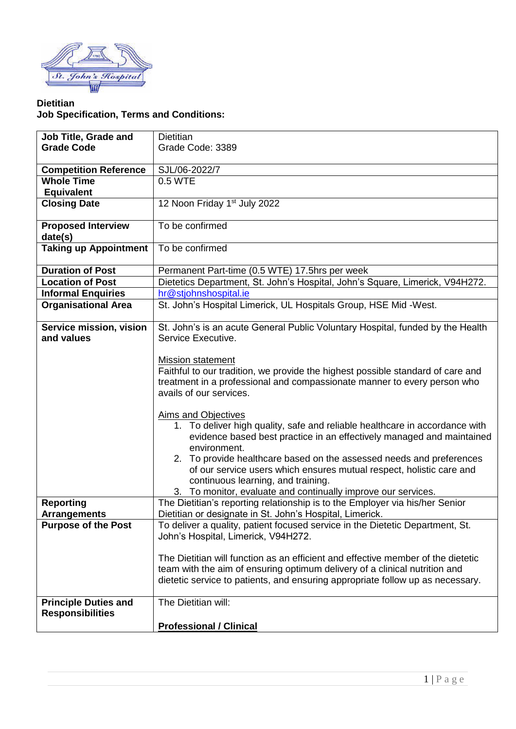**Dietitian**
**Job Specification, Terms and Conditions:**

| **Job Title, Grade and Grade Code** | Dietitian<br>Grade Code: 3389 |
|---|---|
| **Competition Reference** | SJL/06-2022/7 |
| **Whole Time Equivalent** | 0.5 WTE |
| **Closing Date** | 12 Noon Friday 1st July 2022 |
| **Proposed Interview date(s)** | To be confirmed |
| **Taking up Appointment** | To be confirmed |
| **Duration of Post** | Permanent Part-time (0.5 WTE) 17.5hrs per week |
| **Location of Post** | Dietetics Department, St. John's Hospital, John's Square, Limerick, V94H272. |
| **Informal Enquiries** | hr@stjohnshospital.ie |
| **Organisational Area** | St. John's Hospital Limerick, UL Hospitals Group, HSE Mid -West. |
| **Service mission, vision and values** | St. John's is an acute General Public Voluntary Hospital, funded by the Health Service Executive.<br><br>Mission statement<br>Faithful to our tradition, we provide the highest possible standard of care and treatment in a professional and compassionate manner to every person who avails of our services.<br><br>Aims and Objectives<br>1. To deliver high quality, safe and reliable healthcare in accordance with evidence based best practice in an effectively managed and maintained environment.<br>2. To provide healthcare based on the assessed needs and preferences of our service users which ensures mutual respect, holistic care and continuous learning, and training.<br>3. To monitor, evaluate and continually improve our services. |
| **Reporting Arrangements** | The Dietitian's reporting relationship is to the Employer via his/her Senior Dietitian or designate in St. John's Hospital, Limerick. |
| **Purpose of the Post** | To deliver a quality, patient focused service in the Dietetic Department, St. John's Hospital, Limerick, V94H272.<br><br>The Dietitian will function as an efficient and effective member of the dietetic team with the aim of ensuring optimum delivery of a clinical nutrition and dietetic service to patients, and ensuring appropriate follow up as necessary. |
| **Principle Duties and Responsibilities** | The Dietitian will:<br><br>**Professional / Clinical** |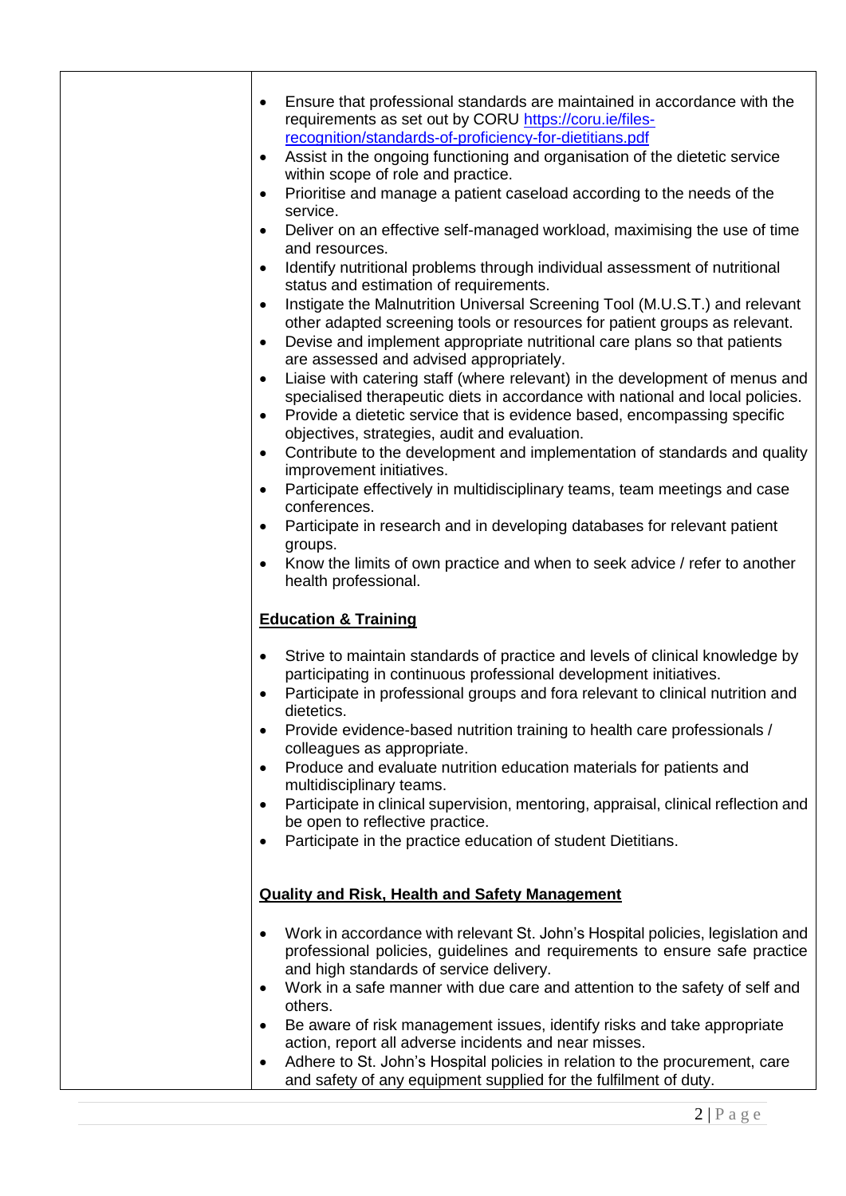- Ensure that professional standards are maintained in accordance with the requirements as set out by CORU [https://coru.ie/files-recognition/standards-of-proficiency-for-dietitians.pdf](https://coru.ie/files-recognition/standards-of-proficiency-for-dietitians.pdf)
- Assist in the ongoing functioning and organisation of the dietetic service within scope of role and practice.
- Prioritise and manage a patient caseload according to the needs of the service.
- Deliver on an effective self-managed workload, maximising the use of time and resources.
- Identify nutritional problems through individual assessment of nutritional status and estimation of requirements.
- Instigate the Malnutrition Universal Screening Tool (M.U.S.T.) and relevant other adapted screening tools or resources for patient groups as relevant.
- Devise and implement appropriate nutritional care plans so that patients are assessed and advised appropriately.
- Liaise with catering staff (where relevant) in the development of menus and specialised therapeutic diets in accordance with national and local policies.
- Provide a dietetic service that is evidence based, encompassing specific objectives, strategies, audit and evaluation.
- Contribute to the development and implementation of standards and quality improvement initiatives.
- Participate effectively in multidisciplinary teams, team meetings and case conferences.
- Participate in research and in developing databases for relevant patient groups.
- Know the limits of own practice and when to seek advice / refer to another health professional.

**Education & Training**

- Strive to maintain standards of practice and levels of clinical knowledge by participating in continuous professional development initiatives.
- Participate in professional groups and fora relevant to clinical nutrition and dietetics.
- Provide evidence-based nutrition training to health care professionals / colleagues as appropriate.
- Produce and evaluate nutrition education materials for patients and multidisciplinary teams.
- Participate in clinical supervision, mentoring, appraisal, clinical reflection and be open to reflective practice.
- Participate in the practice education of student Dietitians.

**Quality and Risk, Health and Safety Management**

- Work in accordance with relevant St. John's Hospital policies, legislation and professional policies, guidelines and requirements to ensure safe practice and high standards of service delivery.
- Work in a safe manner with due care and attention to the safety of self and others.
- Be aware of risk management issues, identify risks and take appropriate action, report all adverse incidents and near misses.
- Adhere to St. John's Hospital policies in relation to the procurement, care and safety of any equipment supplied for the fulfilment of duty.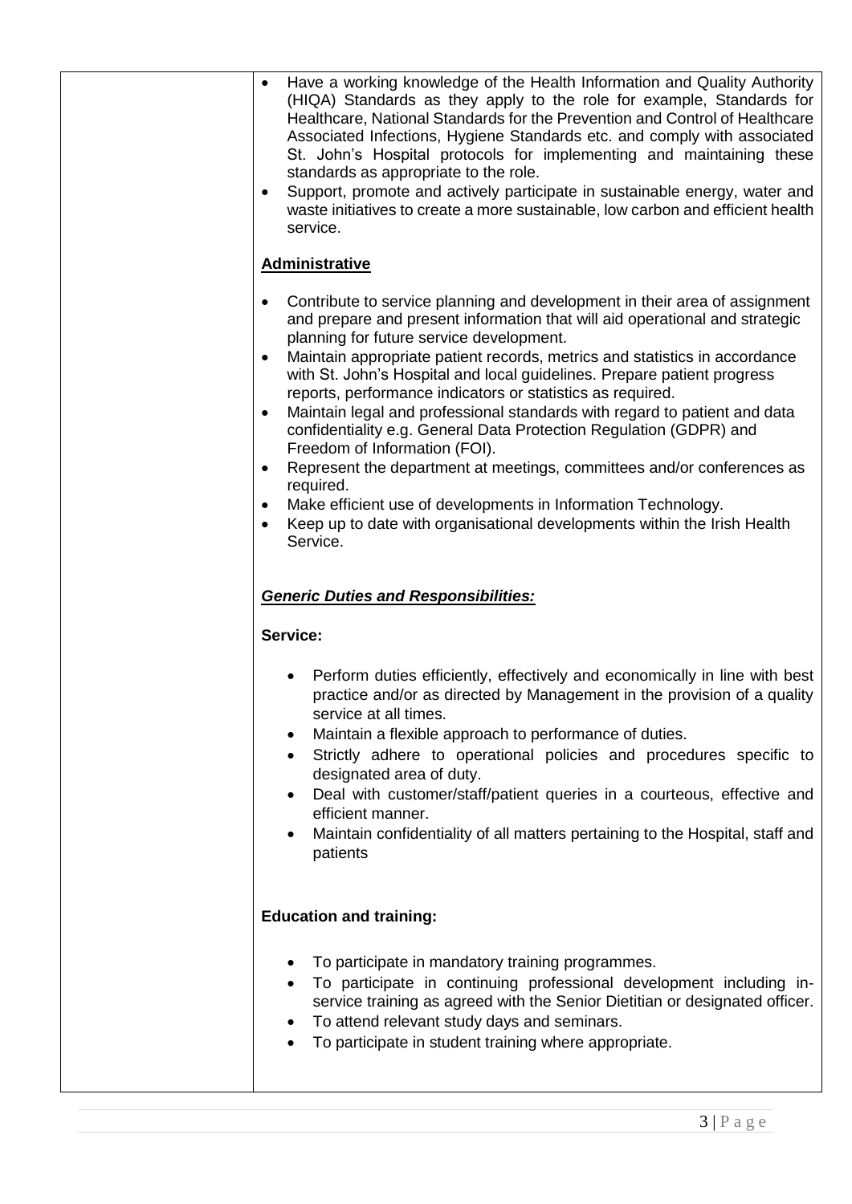- Have a working knowledge of the Health Information and Quality Authority (HIQA) Standards as they apply to the role for example, Standards for Healthcare, National Standards for the Prevention and Control of Healthcare Associated Infections, Hygiene Standards etc. and comply with associated St. John's Hospital protocols for implementing and maintaining these standards as appropriate to the role.
- Support, promote and actively participate in sustainable energy, water and waste initiatives to create a more sustainable, low carbon and efficient health service.

**Administrative**

- Contribute to service planning and development in their area of assignment and prepare and present information that will aid operational and strategic planning for future service development.
- Maintain appropriate patient records, metrics and statistics in accordance with St. John's Hospital and local guidelines. Prepare patient progress reports, performance indicators or statistics as required.
- Maintain legal and professional standards with regard to patient and data confidentiality e.g. General Data Protection Regulation (GDPR) and Freedom of Information (FOI).
- Represent the department at meetings, committees and/or conferences as required.
- Make efficient use of developments in Information Technology.
- Keep up to date with organisational developments within the Irish Health Service.

***Generic Duties and Responsibilities:***

**Service:**

- Perform duties efficiently, effectively and economically in line with best practice and/or as directed by Management in the provision of a quality service at all times.
- Maintain a flexible approach to performance of duties.
- Strictly adhere to operational policies and procedures specific to designated area of duty.
- Deal with customer/staff/patient queries in a courteous, effective and efficient manner.
- Maintain confidentiality of all matters pertaining to the Hospital, staff and patients

**Education and training:**

- To participate in mandatory training programmes.
- To participate in continuing professional development including in-service training as agreed with the Senior Dietitian or designated officer.
- To attend relevant study days and seminars.
- To participate in student training where appropriate.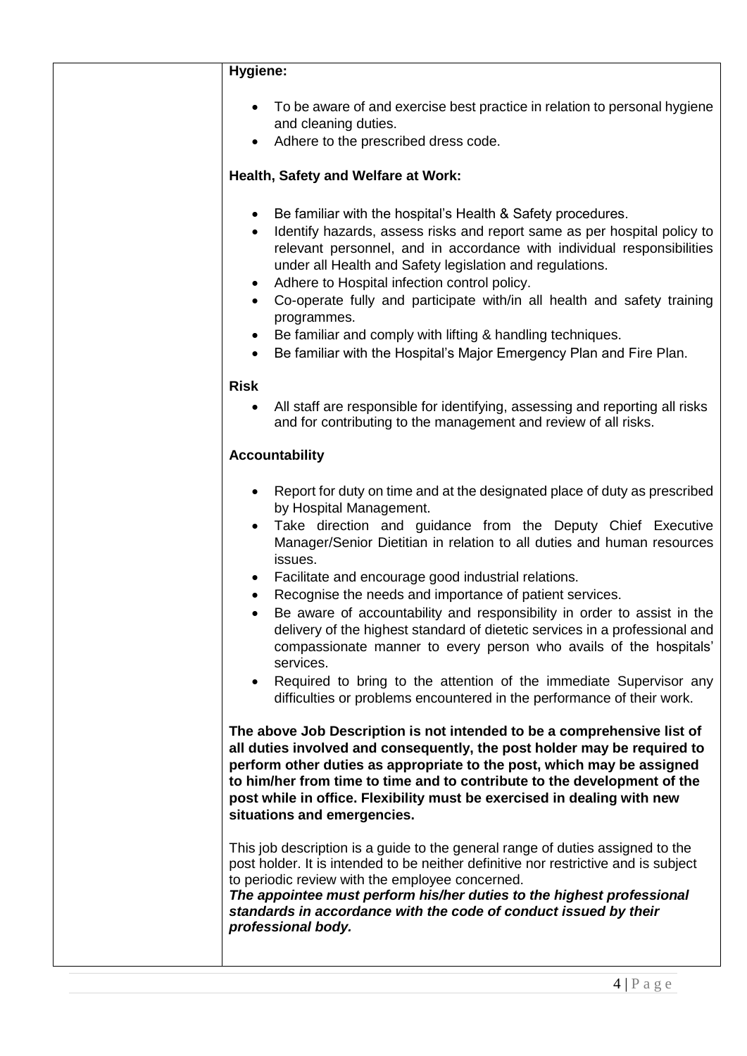**Hygiene:**

- To be aware of and exercise best practice in relation to personal hygiene and cleaning duties.
- Adhere to the prescribed dress code.

**Health, Safety and Welfare at Work:**

- Be familiar with the hospital's Health & Safety procedures.
- Identify hazards, assess risks and report same as per hospital policy to relevant personnel, and in accordance with individual responsibilities under all Health and Safety legislation and regulations.
- Adhere to Hospital infection control policy.
- Co-operate fully and participate with/in all health and safety training programmes.
- Be familiar and comply with lifting & handling techniques.
- Be familiar with the Hospital's Major Emergency Plan and Fire Plan.

**Risk**

- All staff are responsible for identifying, assessing and reporting all risks and for contributing to the management and review of all risks.

**Accountability**

- Report for duty on time and at the designated place of duty as prescribed by Hospital Management.
- Take direction and guidance from the Deputy Chief Executive Manager/Senior Dietitian in relation to all duties and human resources issues.
- Facilitate and encourage good industrial relations.
- Recognise the needs and importance of patient services.
- Be aware of accountability and responsibility in order to assist in the delivery of the highest standard of dietetic services in a professional and compassionate manner to every person who avails of the hospitals' services.
- Required to bring to the attention of the immediate Supervisor any difficulties or problems encountered in the performance of their work.

**The above Job Description is not intended to be a comprehensive list of all duties involved and consequently, the post holder may be required to perform other duties as appropriate to the post, which may be assigned to him/her from time to time and to contribute to the development of the post while in office. Flexibility must be exercised in dealing with new situations and emergencies.**

This job description is a guide to the general range of duties assigned to the post holder. It is intended to be neither definitive nor restrictive and is subject to periodic review with the employee concerned.
***The appointee must perform his/her duties to the highest professional standards in accordance with the code of conduct issued by their professional body.***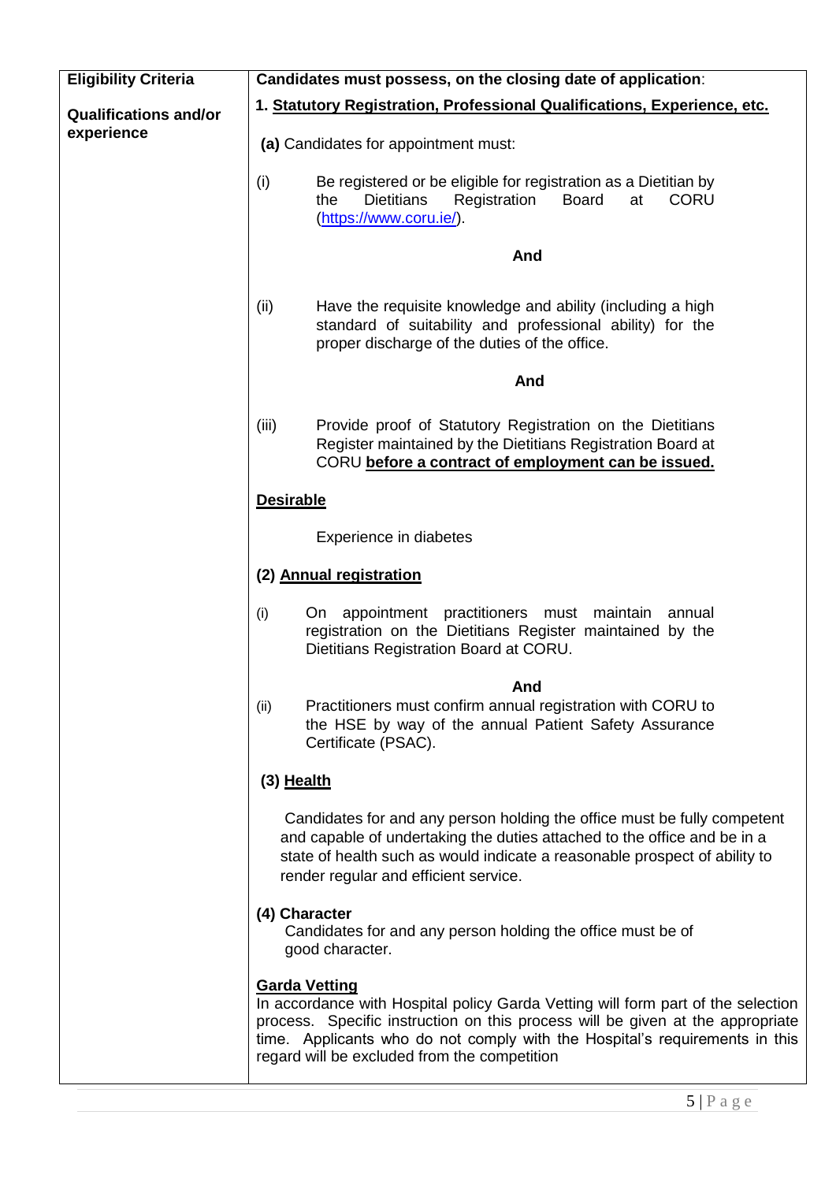| Eligibility Criteria<br><br>Qualifications and/or experience | Candidates must possess, on the closing date of application: |
|---|---|

**Eligibility Criteria**

**Qualifications and/or experience**

**Candidates must possess, on the closing date of application**:

**1. Statutory Registration, Professional Qualifications, Experience, etc.**

**(a)** Candidates for appointment must:

(i) Be registered or be eligible for registration as a Dietitian by the Dietitians Registration Board at CORU (https://www.coru.ie/).

**And**

(ii) Have the requisite knowledge and ability (including a high standard of suitability and professional ability) for the proper discharge of the duties of the office.

**And**

(iii) Provide proof of Statutory Registration on the Dietitians Register maintained by the Dietitians Registration Board at CORU **before a contract of employment can be issued.**

**Desirable**

Experience in diabetes

**(2) Annual registration**

(i) On appointment practitioners must maintain annual registration on the Dietitians Register maintained by the Dietitians Registration Board at CORU.

**And**

(ii) Practitioners must confirm annual registration with CORU to the HSE by way of the annual Patient Safety Assurance Certificate (PSAC).

**(3) Health**

Candidates for and any person holding the office must be fully competent and capable of undertaking the duties attached to the office and be in a state of health such as would indicate a reasonable prospect of ability to render regular and efficient service.

**(4) Character**

Candidates for and any person holding the office must be of good character.

**Garda Vetting**

In accordance with Hospital policy Garda Vetting will form part of the selection process. Specific instruction on this process will be given at the appropriate time. Applicants who do not comply with the Hospital's requirements in this regard will be excluded from the competition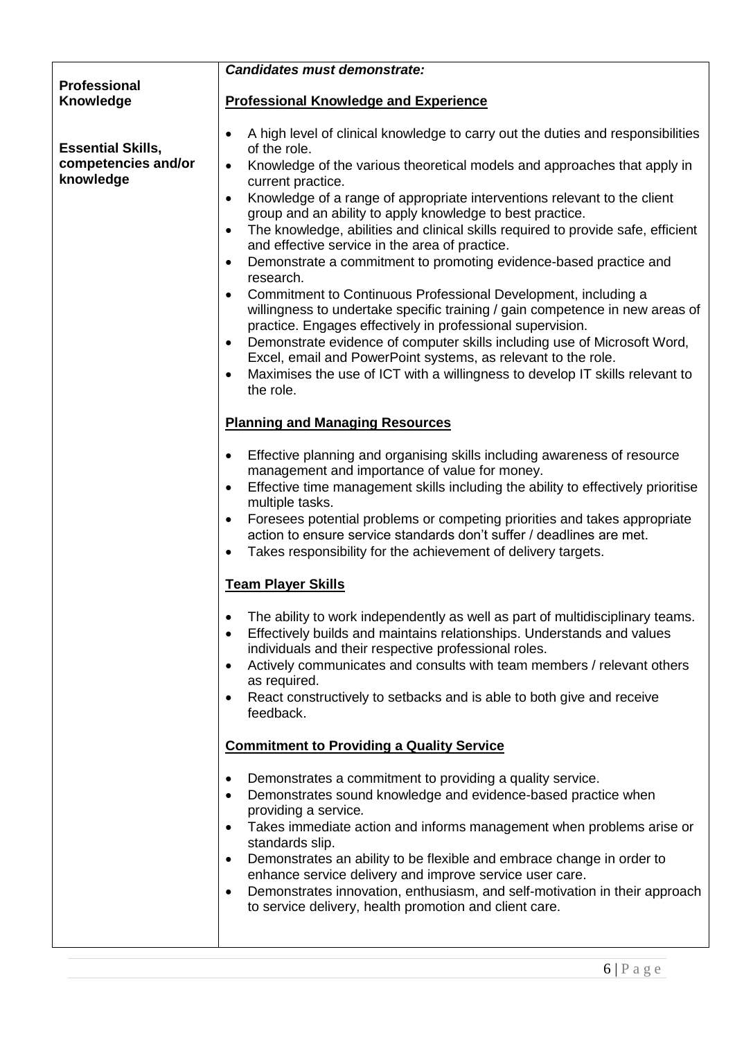| **Professional Knowledge**<br><br>**Essential Skills, competencies and/or knowledge** | ***Candidates must demonstrate:*** |
|---|---|

**Professional Knowledge**

**Essential Skills, competencies and/or knowledge**

***Candidates must demonstrate:***

**Professional Knowledge and Experience**

- A high level of clinical knowledge to carry out the duties and responsibilities of the role.
- Knowledge of the various theoretical models and approaches that apply in current practice.
- Knowledge of a range of appropriate interventions relevant to the client group and an ability to apply knowledge to best practice.
- The knowledge, abilities and clinical skills required to provide safe, efficient and effective service in the area of practice.
- Demonstrate a commitment to promoting evidence-based practice and research.
- Commitment to Continuous Professional Development, including a willingness to undertake specific training / gain competence in new areas of practice. Engages effectively in professional supervision.
- Demonstrate evidence of computer skills including use of Microsoft Word, Excel, email and PowerPoint systems, as relevant to the role.
- Maximises the use of ICT with a willingness to develop IT skills relevant to the role.

**Planning and Managing Resources**

- Effective planning and organising skills including awareness of resource management and importance of value for money.
- Effective time management skills including the ability to effectively prioritise multiple tasks.
- Foresees potential problems or competing priorities and takes appropriate action to ensure service standards don't suffer / deadlines are met.
- Takes responsibility for the achievement of delivery targets.

**Team Player Skills**

- The ability to work independently as well as part of multidisciplinary teams.
- Effectively builds and maintains relationships. Understands and values individuals and their respective professional roles.
- Actively communicates and consults with team members / relevant others as required.
- React constructively to setbacks and is able to both give and receive feedback.

**Commitment to Providing a Quality Service**

- Demonstrates a commitment to providing a quality service.
- Demonstrates sound knowledge and evidence-based practice when providing a service.
- Takes immediate action and informs management when problems arise or standards slip.
- Demonstrates an ability to be flexible and embrace change in order to enhance service delivery and improve service user care.
- Demonstrates innovation, enthusiasm, and self-motivation in their approach to service delivery, health promotion and client care.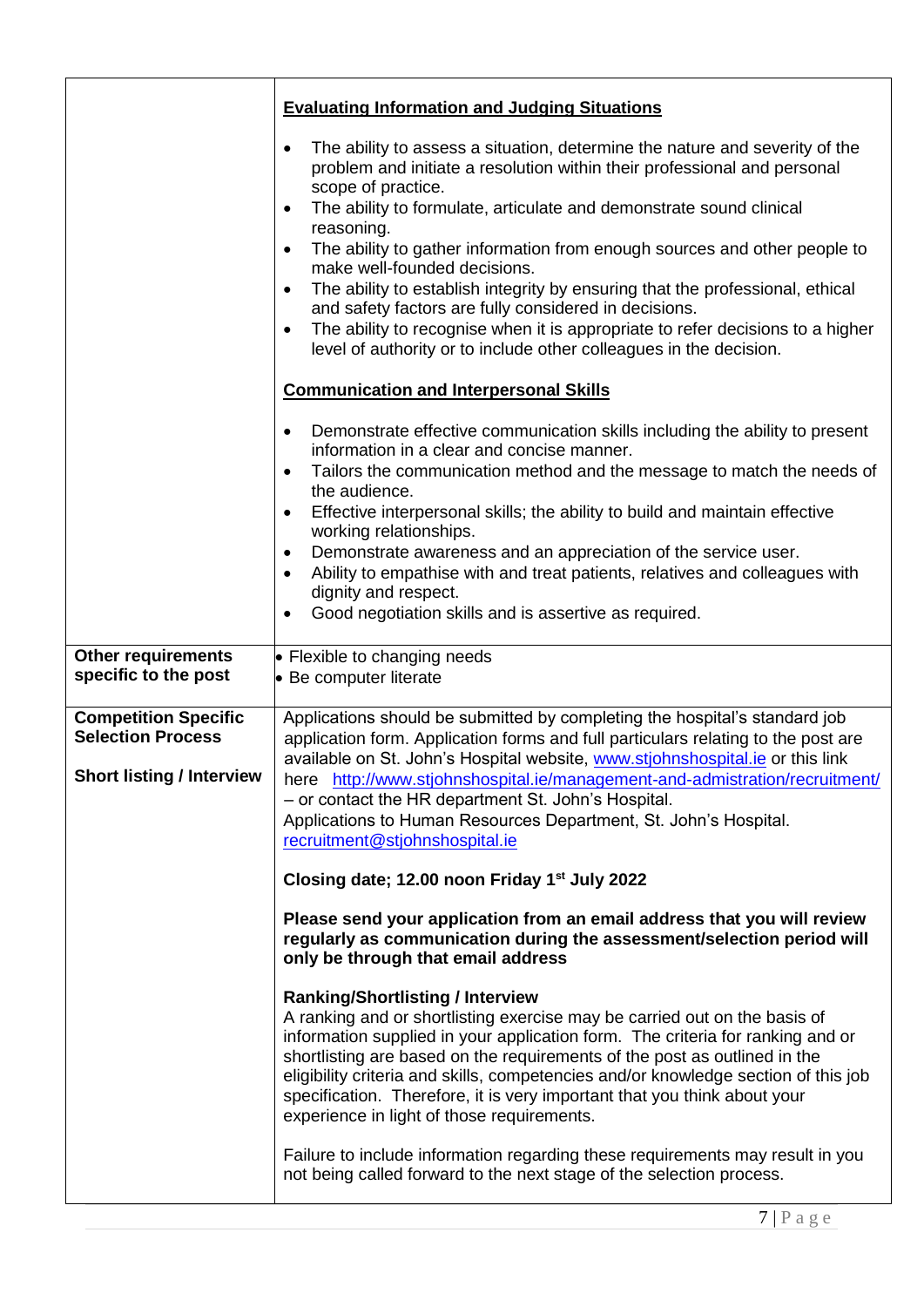| | |
|---|---|
| | **Evaluating Information and Judging Situations**<br><br>• The ability to assess a situation, determine the nature and severity of the problem and initiate a resolution within their professional and personal scope of practice.<br>• The ability to formulate, articulate and demonstrate sound clinical reasoning.<br>• The ability to gather information from enough sources and other people to make well-founded decisions.<br>• The ability to establish integrity by ensuring that the professional, ethical and safety factors are fully considered in decisions.<br>• The ability to recognise when it is appropriate to refer decisions to a higher level of authority or to include other colleagues in the decision.<br><br>**Communication and Interpersonal Skills**<br><br>• Demonstrate effective communication skills including the ability to present information in a clear and concise manner.<br>• Tailors the communication method and the message to match the needs of the audience.<br>• Effective interpersonal skills; the ability to build and maintain effective working relationships.<br>• Demonstrate awareness and an appreciation of the service user.<br>• Ability to empathise with and treat patients, relatives and colleagues with dignity and respect.<br>• Good negotiation skills and is assertive as required. |
| **Other requirements specific to the post** | • Flexible to changing needs<br>• Be computer literate |
| **Competition Specific Selection Process**<br><br>**Short listing / Interview** | Applications should be submitted by completing the hospital's standard job application form. Application forms and full particulars relating to the post are available on St. John's Hospital website, www.stjohnshospital.ie or this link here http://www.stjohnshospital.ie/management-and-admistration/recruitment/ – or contact the HR department St. John's Hospital.<br>Applications to Human Resources Department, St. John's Hospital. recruitment@stjohnshospital.ie<br><br>**Closing date; 12.00 noon Friday 1st July 2022**<br><br>**Please send your application from an email address that you will review regularly as communication during the assessment/selection period will only be through that email address**<br><br>**Ranking/Shortlisting / Interview**<br>A ranking and or shortlisting exercise may be carried out on the basis of information supplied in your application form. The criteria for ranking and or shortlisting are based on the requirements of the post as outlined in the eligibility criteria and skills, competencies and/or knowledge section of this job specification. Therefore, it is very important that you think about your experience in light of those requirements.<br><br>Failure to include information regarding these requirements may result in you not being called forward to the next stage of the selection process. |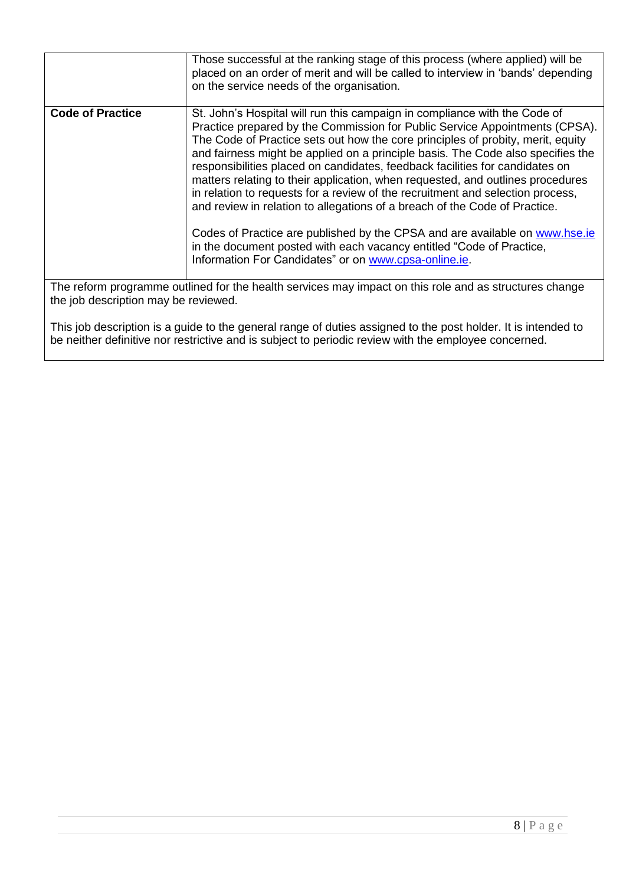| | |
|---|---|
| | Those successful at the ranking stage of this process (where applied) will be placed on an order of merit and will be called to interview in 'bands' depending on the service needs of the organisation. |
| **Code of Practice** | St. John's Hospital will run this campaign in compliance with the Code of Practice prepared by the Commission for Public Service Appointments (CPSA). The Code of Practice sets out how the core principles of probity, merit, equity and fairness might be applied on a principle basis. The Code also specifies the responsibilities placed on candidates, feedback facilities for candidates on matters relating to their application, when requested, and outlines procedures in relation to requests for a review of the recruitment and selection process, and review in relation to allegations of a breach of the Code of Practice.<br><br>Codes of Practice are published by the CPSA and are available on www.hse.ie in the document posted with each vacancy entitled "Code of Practice, Information For Candidates" or on www.cpsa-online.ie. |

The reform programme outlined for the health services may impact on this role and as structures change the job description may be reviewed.

This job description is a guide to the general range of duties assigned to the post holder. It is intended to be neither definitive nor restrictive and is subject to periodic review with the employee concerned.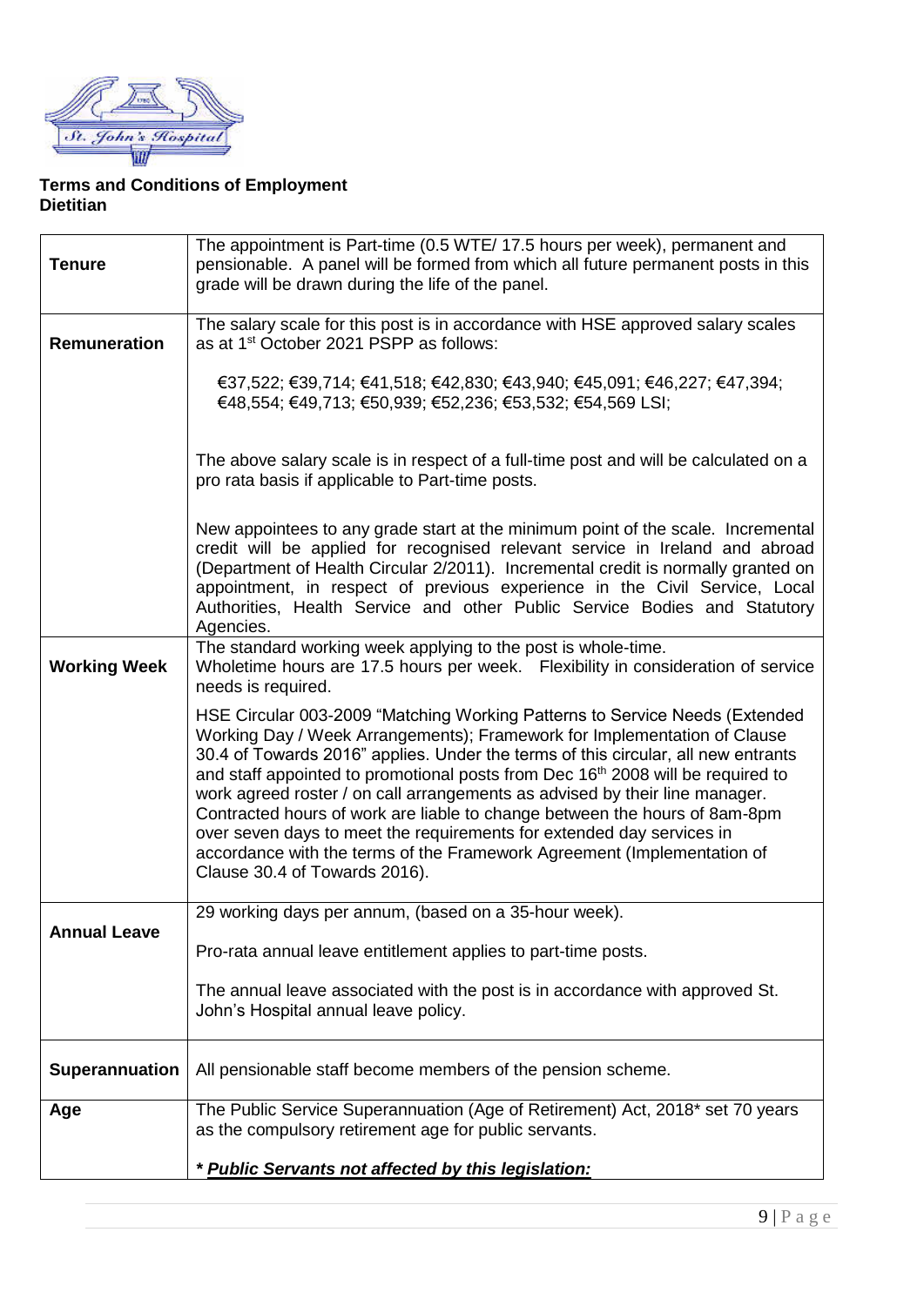**Terms and Conditions of Employment**
**Dietitian**

| | |
|---|---|
| **Tenure** | The appointment is Part-time (0.5 WTE/ 17.5 hours per week), permanent and pensionable. A panel will be formed from which all future permanent posts in this grade will be drawn during the life of the panel. |
| **Remuneration** | The salary scale for this post is in accordance with HSE approved salary scales as at 1st October 2021 PSPP as follows:<br><br>€37,522; €39,714; €41,518; €42,830; €43,940; €45,091; €46,227; €47,394; €48,554; €49,713; €50,939; €52,236; €53,532; €54,569 LSI;<br><br>The above salary scale is in respect of a full-time post and will be calculated on a pro rata basis if applicable to Part-time posts.<br><br>New appointees to any grade start at the minimum point of the scale. Incremental credit will be applied for recognised relevant service in Ireland and abroad (Department of Health Circular 2/2011). Incremental credit is normally granted on appointment, in respect of previous experience in the Civil Service, Local Authorities, Health Service and other Public Service Bodies and Statutory Agencies. |
| **Working Week** | The standard working week applying to the post is whole-time. Wholetime hours are 17.5 hours per week. Flexibility in consideration of service needs is required.<br><br>HSE Circular 003-2009 "Matching Working Patterns to Service Needs (Extended Working Day / Week Arrangements); Framework for Implementation of Clause 30.4 of Towards 2016" applies. Under the terms of this circular, all new entrants and staff appointed to promotional posts from Dec 16th 2008 will be required to work agreed roster / on call arrangements as advised by their line manager. Contracted hours of work are liable to change between the hours of 8am-8pm over seven days to meet the requirements for extended day services in accordance with the terms of the Framework Agreement (Implementation of Clause 30.4 of Towards 2016). |
| **Annual Leave** | 29 working days per annum, (based on a 35-hour week).<br><br>Pro-rata annual leave entitlement applies to part-time posts.<br><br>The annual leave associated with the post is in accordance with approved St. John's Hospital annual leave policy. |
| **Superannuation** | All pensionable staff become members of the pension scheme. |
| **Age** | The Public Service Superannuation (Age of Retirement) Act, 2018* set 70 years as the compulsory retirement age for public servants.<br><br>***Public Servants not affected by this legislation:*** |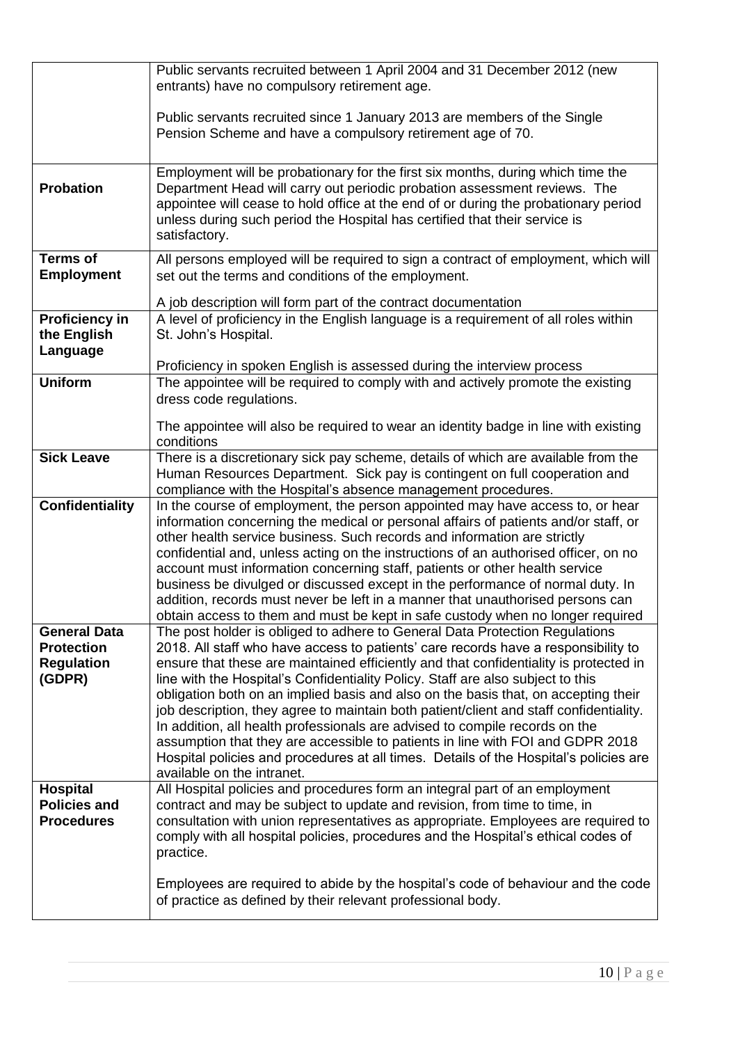| | |
|---|---|
| | Public servants recruited between 1 April 2004 and 31 December 2012 (new entrants) have no compulsory retirement age.<br><br>Public servants recruited since 1 January 2013 are members of the Single Pension Scheme and have a compulsory retirement age of 70. |
| **Probation** | Employment will be probationary for the first six months, during which time the Department Head will carry out periodic probation assessment reviews. The appointee will cease to hold office at the end of or during the probationary period unless during such period the Hospital has certified that their service is satisfactory. |
| **Terms of Employment** | All persons employed will be required to sign a contract of employment, which will set out the terms and conditions of the employment.<br><br>A job description will form part of the contract documentation |
| **Proficiency in the English Language** | A level of proficiency in the English language is a requirement of all roles within St. John's Hospital.<br><br>Proficiency in spoken English is assessed during the interview process |
| **Uniform** | The appointee will be required to comply with and actively promote the existing dress code regulations.<br><br>The appointee will also be required to wear an identity badge in line with existing conditions |
| **Sick Leave** | There is a discretionary sick pay scheme, details of which are available from the Human Resources Department. Sick pay is contingent on full cooperation and compliance with the Hospital's absence management procedures. |
| **Confidentiality** | In the course of employment, the person appointed may have access to, or hear information concerning the medical or personal affairs of patients and/or staff, or other health service business. Such records and information are strictly confidential and, unless acting on the instructions of an authorised officer, on no account must information concerning staff, patients or other health service business be divulged or discussed except in the performance of normal duty. In addition, records must never be left in a manner that unauthorised persons can obtain access to them and must be kept in safe custody when no longer required |
| **General Data Protection Regulation (GDPR)** | The post holder is obliged to adhere to General Data Protection Regulations 2018. All staff who have access to patients' care records have a responsibility to ensure that these are maintained efficiently and that confidentiality is protected in line with the Hospital's Confidentiality Policy. Staff are also subject to this obligation both on an implied basis and also on the basis that, on accepting their job description, they agree to maintain both patient/client and staff confidentiality. In addition, all health professionals are advised to compile records on the assumption that they are accessible to patients in line with FOI and GDPR 2018 Hospital policies and procedures at all times. Details of the Hospital's policies are available on the intranet. |
| **Hospital Policies and Procedures** | All Hospital policies and procedures form an integral part of an employment contract and may be subject to update and revision, from time to time, in consultation with union representatives as appropriate. Employees are required to comply with all hospital policies, procedures and the Hospital's ethical codes of practice.<br><br>Employees are required to abide by the hospital's code of behaviour and the code of practice as defined by their relevant professional body. |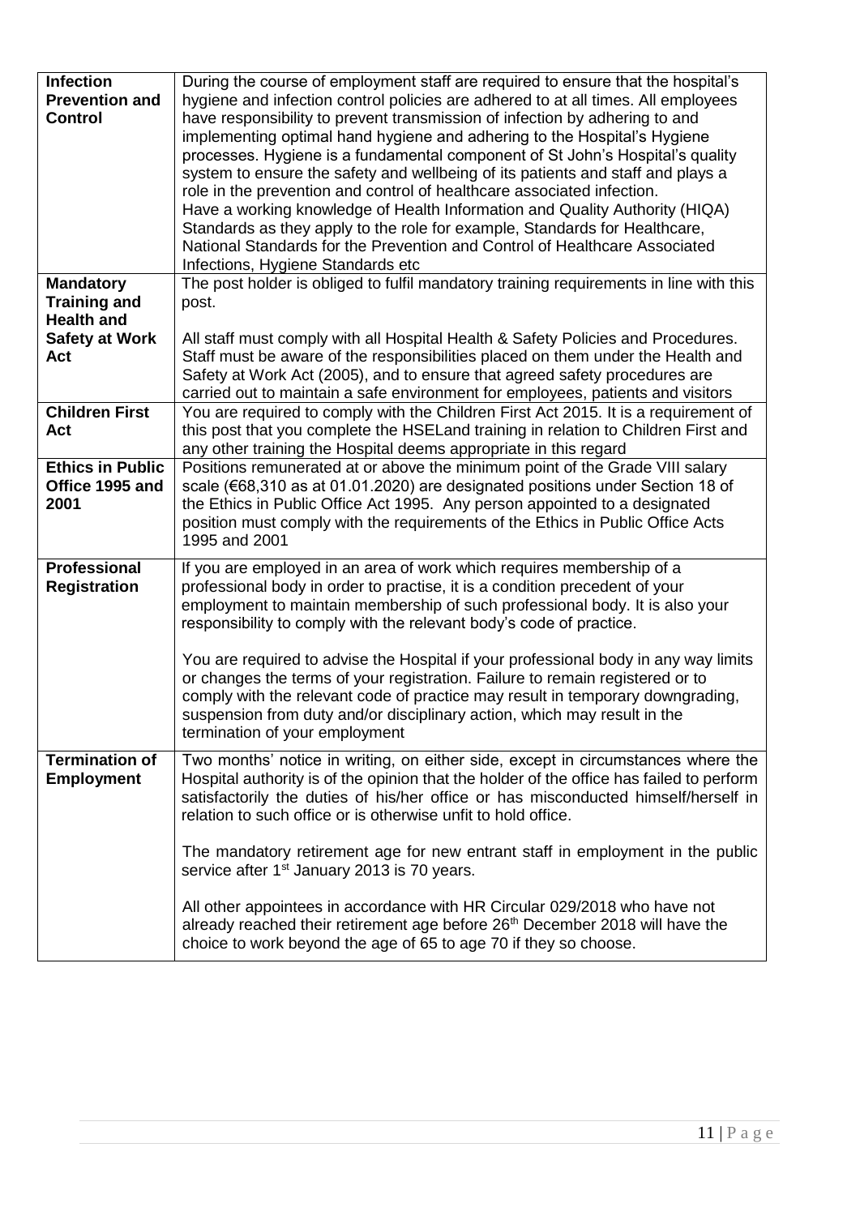| | |
|---|---|
| **Infection Prevention and Control** | During the course of employment staff are required to ensure that the hospital's hygiene and infection control policies are adhered to at all times. All employees have responsibility to prevent transmission of infection by adhering to and implementing optimal hand hygiene and adhering to the Hospital's Hygiene processes. Hygiene is a fundamental component of St John's Hospital's quality system to ensure the safety and wellbeing of its patients and staff and plays a role in the prevention and control of healthcare associated infection. Have a working knowledge of Health Information and Quality Authority (HIQA) Standards as they apply to the role for example, Standards for Healthcare, National Standards for the Prevention and Control of Healthcare Associated Infections, Hygiene Standards etc |
| **Mandatory Training and Health and Safety at Work Act** | The post holder is obliged to fulfil mandatory training requirements in line with this post.<br><br>All staff must comply with all Hospital Health & Safety Policies and Procedures. Staff must be aware of the responsibilities placed on them under the Health and Safety at Work Act (2005), and to ensure that agreed safety procedures are carried out to maintain a safe environment for employees, patients and visitors |
| **Children First Act** | You are required to comply with the Children First Act 2015. It is a requirement of this post that you complete the HSELand training in relation to Children First and any other training the Hospital deems appropriate in this regard |
| **Ethics in Public Office 1995 and 2001** | Positions remunerated at or above the minimum point of the Grade VIII salary scale (€68,310 as at 01.01.2020) are designated positions under Section 18 of the Ethics in Public Office Act 1995. Any person appointed to a designated position must comply with the requirements of the Ethics in Public Office Acts 1995 and 2001 |
| **Professional Registration** | If you are employed in an area of work which requires membership of a professional body in order to practise, it is a condition precedent of your employment to maintain membership of such professional body. It is also your responsibility to comply with the relevant body's code of practice.<br><br>You are required to advise the Hospital if your professional body in any way limits or changes the terms of your registration. Failure to remain registered or to comply with the relevant code of practice may result in temporary downgrading, suspension from duty and/or disciplinary action, which may result in the termination of your employment |
| **Termination of Employment** | Two months' notice in writing, on either side, except in circumstances where the Hospital authority is of the opinion that the holder of the office has failed to perform satisfactorily the duties of his/her office or has misconducted himself/herself in relation to such office or is otherwise unfit to hold office.<br><br>The mandatory retirement age for new entrant staff in employment in the public service after 1st January 2013 is 70 years.<br><br>All other appointees in accordance with HR Circular 029/2018 who have not already reached their retirement age before 26th December 2018 will have the choice to work beyond the age of 65 to age 70 if they so choose. |